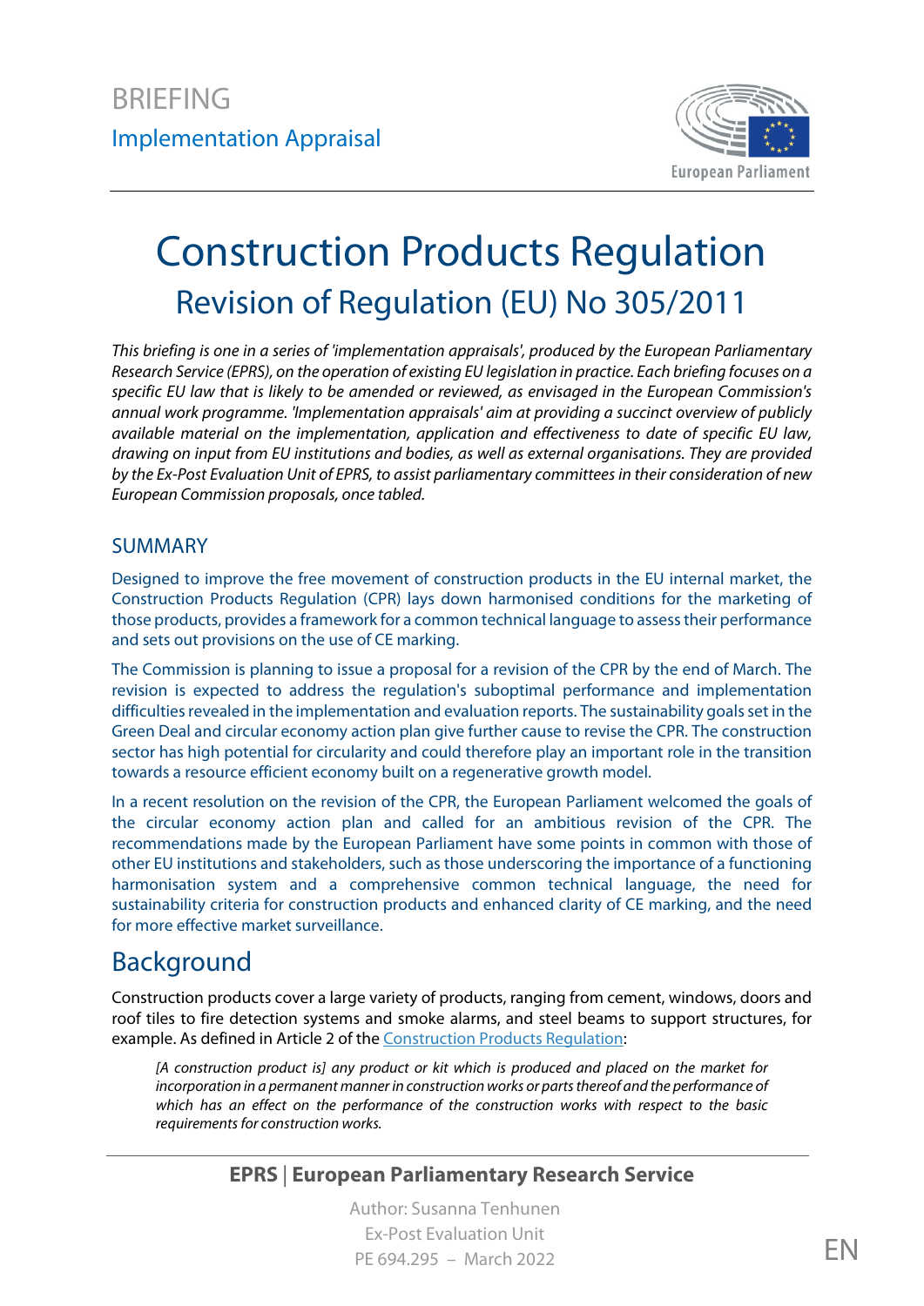BRIEFING

Implementation Appraisal

# Construction Products Regulation

## Revision of Regulation (EU) No 305/2011

*This briefing is one in a series of 'implementation appraisals', produced by the European Parliamentary Research Service (EPRS), on the operation of existing EU legislation in practice. Each briefing focuses on a specific EU law that is likely to be amended or reviewed, as envisaged in the European Commission's annual work programme. 'Implementation appraisals' aim at providing a succinct overview of publicly available material on the implementation, application and effectiveness to date of specific EU law, drawing on input from EU institutions and bodies, as well as external organisations. They are provided by the Ex-Post Evaluation Unit of EPRS, to assist parliamentary committees in their consideration of new European Commission proposals, once tabled.*

### SUMMARY

Designed to improve the free movement of construction products in the EU internal market, the Construction Products Regulation (CPR) lays down harmonised conditions for the marketing of those products, provides a framework for a common technical language to assess their performance and sets out provisions on the use of CE marking.

The Commission is planning to issue a proposal for a revision of the CPR by the end of March. The revision is expected to address the regulation's suboptimal performance and implementation difficulties revealed in the implementation and evaluation reports. The sustainability goals set in the Green Deal and circular economy action plan give further cause to revise the CPR. The construction sector has high potential for circularity and could therefore play an important role in the transition towards a resource efficient economy built on a regenerative growth model.

In a recent resolution on the revision of the CPR, the European Parliament welcomed the goals of the circular economy action plan and called for an ambitious revision of the CPR. The recommendations made by the European Parliament have some points in common with those of other EU institutions and stakeholders, such as those underscoring the importance of a functioning harmonisation system and a comprehensive common technical language, the need for sustainability criteria for construction products and enhanced clarity of CE marking, and the need for more effective market surveillance.

## Background

Construction products cover a large variety of products, ranging from cement, windows, doors and roof tiles to fire detection systems and smoke alarms, and steel beams to support structures, for example. As defined in Article 2 of the Construction Products Regulation:

> *[A construction product is] any product or kit which is produced and placed on the market for incorporation in a permanent manner in construction works or parts thereof and the performance of which has an effect on the performance of the construction works with respect to the basic requirements for construction works.*

**EPRS | European Parliamentary Research Service**

Author: Susanna Tenhunen
Ex-Post Evaluation Unit
PE 694.295 – March 2022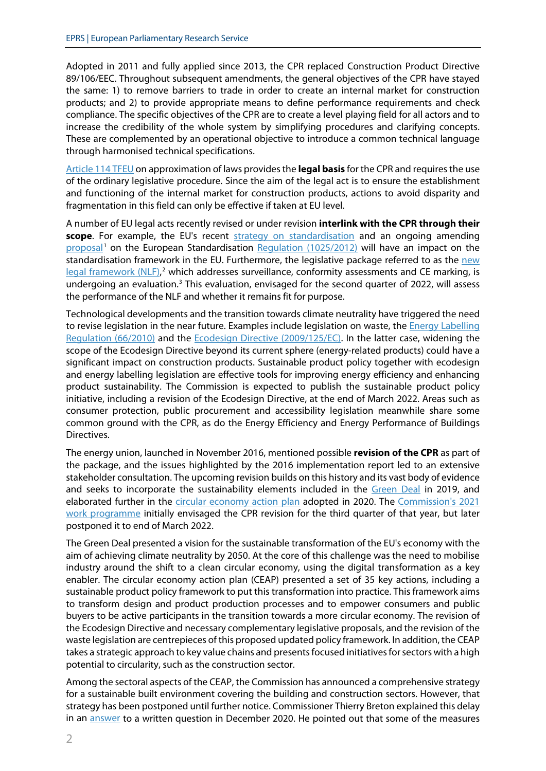Adopted in 2011 and fully applied since 2013, the CPR replaced Construction Product Directive 89/106/EEC. Throughout subsequent amendments, the general objectives of the CPR have stayed the same: 1) to remove barriers to trade in order to create an internal market for construction products; and 2) to provide appropriate means to define performance requirements and check compliance. The specific objectives of the CPR are to create a level playing field for all actors and to increase the credibility of the whole system by simplifying procedures and clarifying concepts. These are complemented by an operational objective to introduce a common technical language through harmonised technical specifications.

Article 114 TFEU on approximation of laws provides the **legal basis** for the CPR and requires the use of the ordinary legislative procedure. Since the aim of the legal act is to ensure the establishment and functioning of the internal market for construction products, actions to avoid disparity and fragmentation in this field can only be effective if taken at EU level.

A number of EU legal acts recently revised or under revision **interlink with the CPR through their scope**. For example, the EU's recent strategy on standardisation and an ongoing amending proposal[1] on the European Standardisation Regulation (1025/2012) will have an impact on the standardisation framework in the EU. Furthermore, the legislative package referred to as the new legal framework (NLF),[2] which addresses surveillance, conformity assessments and CE marking, is undergoing an evaluation.[3] This evaluation, envisaged for the second quarter of 2022, will assess the performance of the NLF and whether it remains fit for purpose.

Technological developments and the transition towards climate neutrality have triggered the need to revise legislation in the near future. Examples include legislation on waste, the Energy Labelling Regulation (66/2010) and the Ecodesign Directive (2009/125/EC). In the latter case, widening the scope of the Ecodesign Directive beyond its current sphere (energy-related products) could have a significant impact on construction products. Sustainable product policy together with ecodesign and energy labelling legislation are effective tools for improving energy efficiency and enhancing product sustainability. The Commission is expected to publish the sustainable product policy initiative, including a revision of the Ecodesign Directive, at the end of March 2022. Areas such as consumer protection, public procurement and accessibility legislation meanwhile share some common ground with the CPR, as do the Energy Efficiency and Energy Performance of Buildings Directives.

The energy union, launched in November 2016, mentioned possible **revision of the CPR** as part of the package, and the issues highlighted by the 2016 implementation report led to an extensive stakeholder consultation. The upcoming revision builds on this history and its vast body of evidence and seeks to incorporate the sustainability elements included in the Green Deal in 2019, and elaborated further in the circular economy action plan adopted in 2020. The Commission's 2021 work programme initially envisaged the CPR revision for the third quarter of that year, but later postponed it to end of March 2022.

The Green Deal presented a vision for the sustainable transformation of the EU's economy with the aim of achieving climate neutrality by 2050. At the core of this challenge was the need to mobilise industry around the shift to a clean circular economy, using the digital transformation as a key enabler. The circular economy action plan (CEAP) presented a set of 35 key actions, including a sustainable product policy framework to put this transformation into practice. This framework aims to transform design and product production processes and to empower consumers and public buyers to be active participants in the transition towards a more circular economy. The revision of the Ecodesign Directive and necessary complementary legislative proposals, and the revision of the waste legislation are centrepieces of this proposed updated policy framework. In addition, the CEAP takes a strategic approach to key value chains and presents focused initiatives for sectors with a high potential to circularity, such as the construction sector.

Among the sectoral aspects of the CEAP, the Commission has announced a comprehensive strategy for a sustainable built environment covering the building and construction sectors. However, that strategy has been postponed until further notice. Commissioner Thierry Breton explained this delay in an answer to a written question in December 2020. He pointed out that some of the measures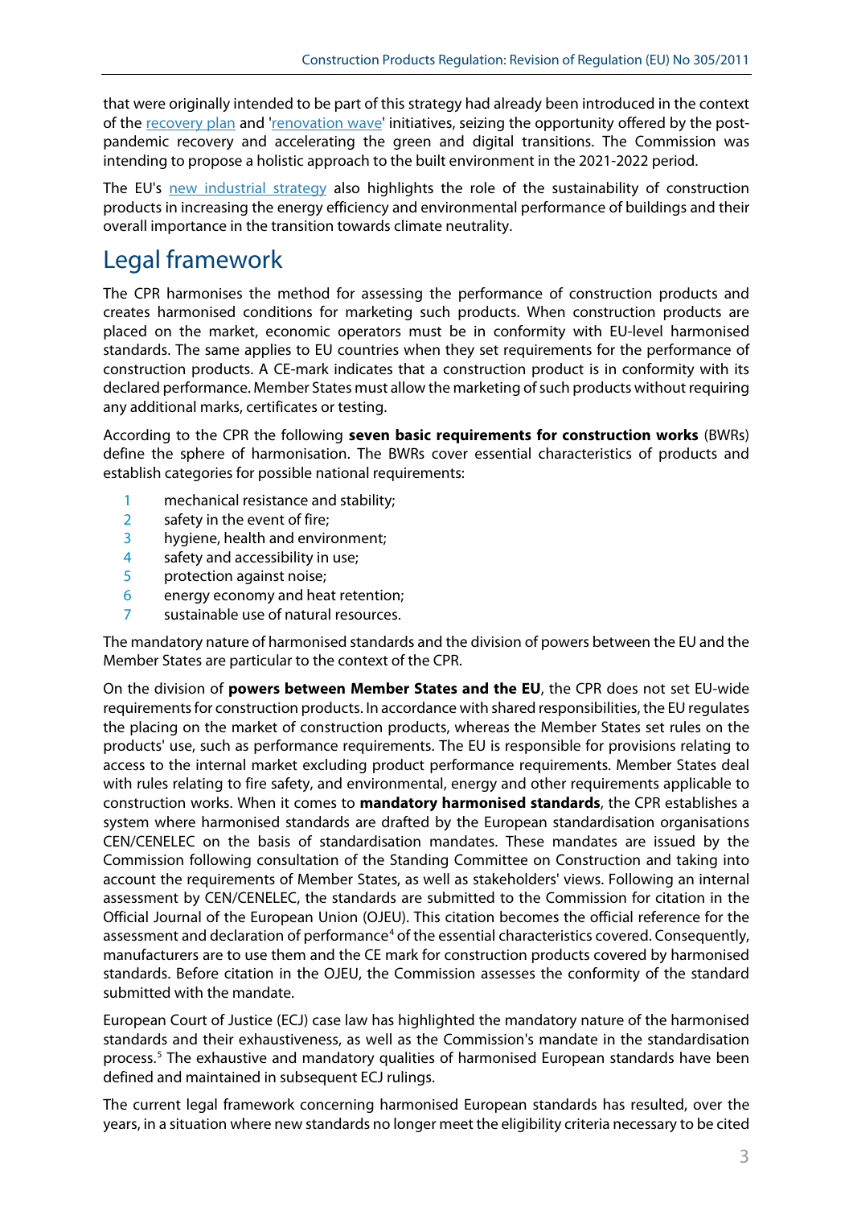that were originally intended to be part of this strategy had already been introduced in the context of the recovery plan and 'renovation wave' initiatives, seizing the opportunity offered by the post-pandemic recovery and accelerating the green and digital transitions. The Commission was intending to propose a holistic approach to the built environment in the 2021-2022 period.

The EU's new industrial strategy also highlights the role of the sustainability of construction products in increasing the energy efficiency and environmental performance of buildings and their overall importance in the transition towards climate neutrality.

## Legal framework

The CPR harmonises the method for assessing the performance of construction products and creates harmonised conditions for marketing such products. When construction products are placed on the market, economic operators must be in conformity with EU-level harmonised standards. The same applies to EU countries when they set requirements for the performance of construction products. A CE-mark indicates that a construction product is in conformity with its declared performance. Member States must allow the marketing of such products without requiring any additional marks, certificates or testing.

According to the CPR the following **seven basic requirements for construction works** (BWRs) define the sphere of harmonisation. The BWRs cover essential characteristics of products and establish categories for possible national requirements:

1. mechanical resistance and stability;
2. safety in the event of fire;
3. hygiene, health and environment;
4. safety and accessibility in use;
5. protection against noise;
6. energy economy and heat retention;
7. sustainable use of natural resources.

The mandatory nature of harmonised standards and the division of powers between the EU and the Member States are particular to the context of the CPR.

On the division of **powers between Member States and the EU**, the CPR does not set EU-wide requirements for construction products. In accordance with shared responsibilities, the EU regulates the placing on the market of construction products, whereas the Member States set rules on the products' use, such as performance requirements. The EU is responsible for provisions relating to access to the internal market excluding product performance requirements. Member States deal with rules relating to fire safety, and environmental, energy and other requirements applicable to construction works. When it comes to **mandatory harmonised standards**, the CPR establishes a system where harmonised standards are drafted by the European standardisation organisations CEN/CENELEC on the basis of standardisation mandates. These mandates are issued by the Commission following consultation of the Standing Committee on Construction and taking into account the requirements of Member States, as well as stakeholders' views. Following an internal assessment by CEN/CENELEC, the standards are submitted to the Commission for citation in the Official Journal of the European Union (OJEU). This citation becomes the official reference for the assessment and declaration of performance[4] of the essential characteristics covered. Consequently, manufacturers are to use them and the CE mark for construction products covered by harmonised standards. Before citation in the OJEU, the Commission assesses the conformity of the standard submitted with the mandate.

European Court of Justice (ECJ) case law has highlighted the mandatory nature of the harmonised standards and their exhaustiveness, as well as the Commission's mandate in the standardisation process.[5] The exhaustive and mandatory qualities of harmonised European standards have been defined and maintained in subsequent ECJ rulings.

The current legal framework concerning harmonised European standards has resulted, over the years, in a situation where new standards no longer meet the eligibility criteria necessary to be cited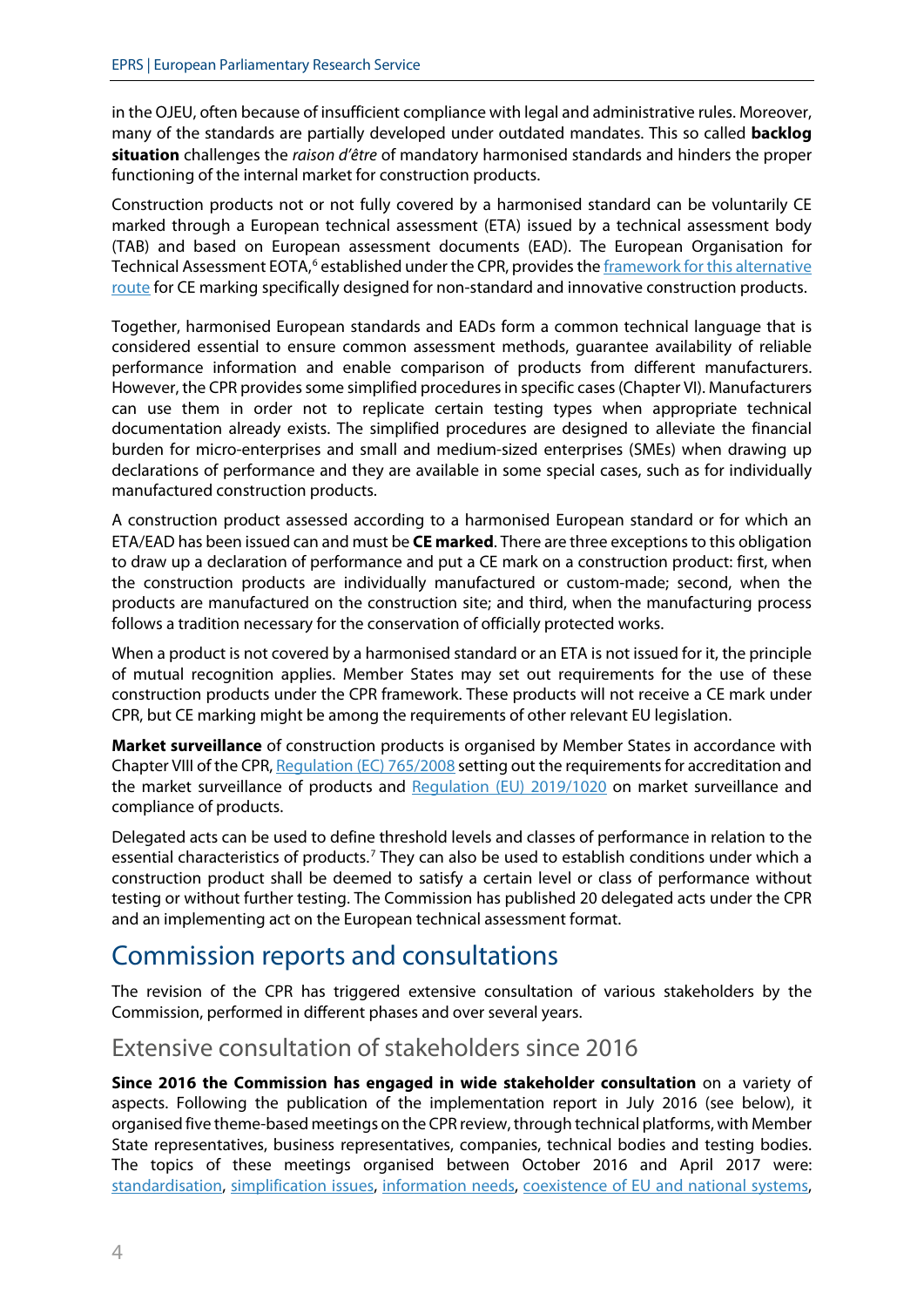in the OJEU, often because of insufficient compliance with legal and administrative rules. Moreover, many of the standards are partially developed under outdated mandates. This so called **backlog situation** challenges the *raison d'être* of mandatory harmonised standards and hinders the proper functioning of the internal market for construction products.

Construction products not or not fully covered by a harmonised standard can be voluntarily CE marked through a European technical assessment (ETA) issued by a technical assessment body (TAB) and based on European assessment documents (EAD). The European Organisation for Technical Assessment EOTA,[6] established under the CPR, provides the framework for this alternative route for CE marking specifically designed for non-standard and innovative construction products.

Together, harmonised European standards and EADs form a common technical language that is considered essential to ensure common assessment methods, guarantee availability of reliable performance information and enable comparison of products from different manufacturers. However, the CPR provides some simplified procedures in specific cases (Chapter VI). Manufacturers can use them in order not to replicate certain testing types when appropriate technical documentation already exists. The simplified procedures are designed to alleviate the financial burden for micro-enterprises and small and medium-sized enterprises (SMEs) when drawing up declarations of performance and they are available in some special cases, such as for individually manufactured construction products.

A construction product assessed according to a harmonised European standard or for which an ETA/EAD has been issued can and must be **CE marked**. There are three exceptions to this obligation to draw up a declaration of performance and put a CE mark on a construction product: first, when the construction products are individually manufactured or custom-made; second, when the products are manufactured on the construction site; and third, when the manufacturing process follows a tradition necessary for the conservation of officially protected works.

When a product is not covered by a harmonised standard or an ETA is not issued for it, the principle of mutual recognition applies. Member States may set out requirements for the use of these construction products under the CPR framework. These products will not receive a CE mark under CPR, but CE marking might be among the requirements of other relevant EU legislation.

**Market surveillance** of construction products is organised by Member States in accordance with Chapter VIII of the CPR, Regulation (EC) 765/2008 setting out the requirements for accreditation and the market surveillance of products and Regulation (EU) 2019/1020 on market surveillance and compliance of products.

Delegated acts can be used to define threshold levels and classes of performance in relation to the essential characteristics of products.[7] They can also be used to establish conditions under which a construction product shall be deemed to satisfy a certain level or class of performance without testing or without further testing. The Commission has published 20 delegated acts under the CPR and an implementing act on the European technical assessment format.

# Commission reports and consultations

The revision of the CPR has triggered extensive consultation of various stakeholders by the Commission, performed in different phases and over several years.

## Extensive consultation of stakeholders since 2016

**Since 2016 the Commission has engaged in wide stakeholder consultation** on a variety of aspects. Following the publication of the implementation report in July 2016 (see below), it organised five theme-based meetings on the CPR review, through technical platforms, with Member State representatives, business representatives, companies, technical bodies and testing bodies. The topics of these meetings organised between October 2016 and April 2017 were: standardisation, simplification issues, information needs, coexistence of EU and national systems,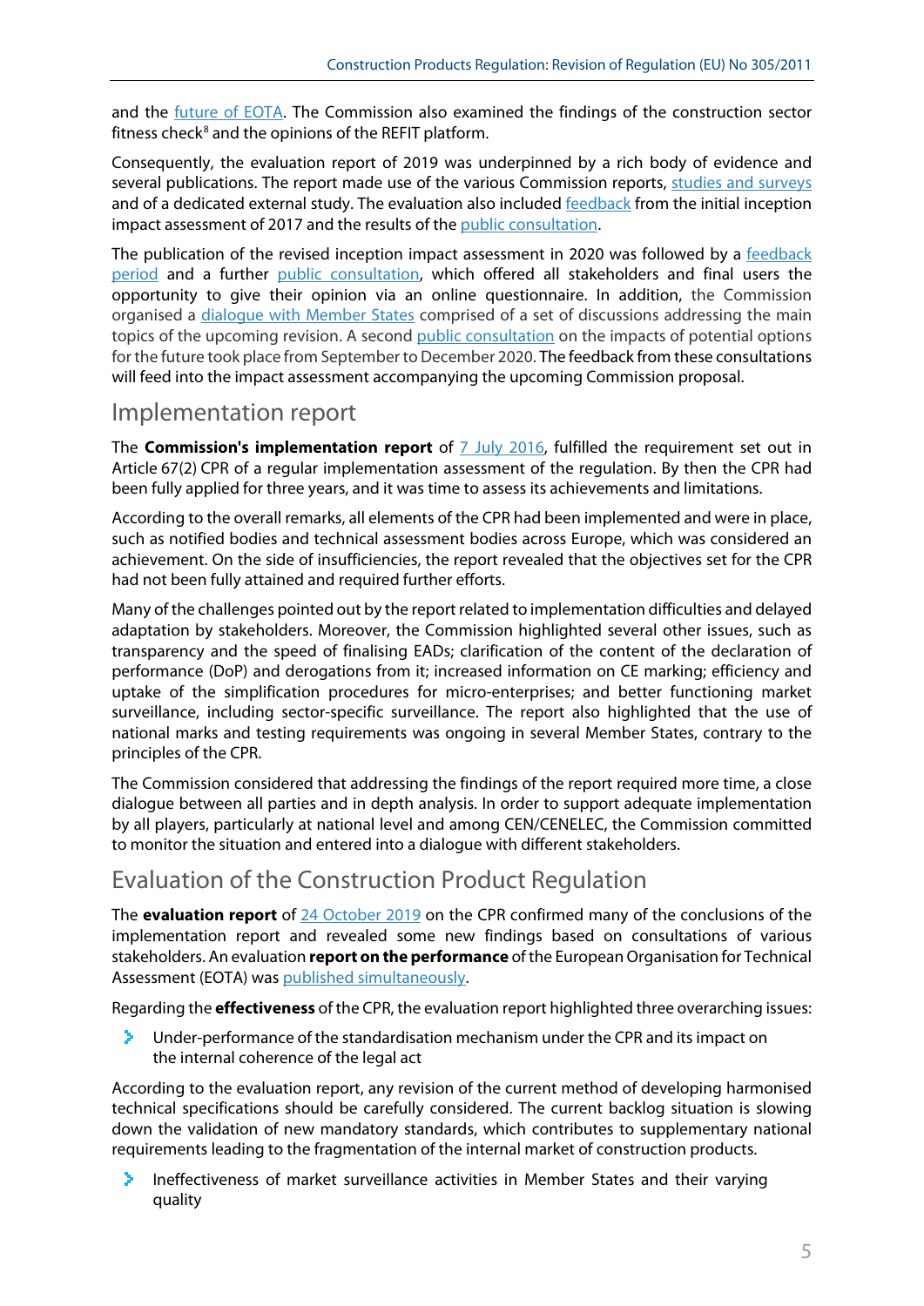and the future of EOTA. The Commission also examined the findings of the construction sector fitness check[8] and the opinions of the REFIT platform.

Consequently, the evaluation report of 2019 was underpinned by a rich body of evidence and several publications. The report made use of the various Commission reports, studies and surveys and of a dedicated external study. The evaluation also included feedback from the initial inception impact assessment of 2017 and the results of the public consultation.

The publication of the revised inception impact assessment in 2020 was followed by a feedback period and a further public consultation, which offered all stakeholders and final users the opportunity to give their opinion via an online questionnaire. In addition, the Commission organised a dialogue with Member States comprised of a set of discussions addressing the main topics of the upcoming revision. A second public consultation on the impacts of potential options for the future took place from September to December 2020. The feedback from these consultations will feed into the impact assessment accompanying the upcoming Commission proposal.

## Implementation report

The **Commission's implementation report** of 7 July 2016, fulfilled the requirement set out in Article 67(2) CPR of a regular implementation assessment of the regulation. By then the CPR had been fully applied for three years, and it was time to assess its achievements and limitations.

According to the overall remarks, all elements of the CPR had been implemented and were in place, such as notified bodies and technical assessment bodies across Europe, which was considered an achievement. On the side of insufficiencies, the report revealed that the objectives set for the CPR had not been fully attained and required further efforts.

Many of the challenges pointed out by the report related to implementation difficulties and delayed adaptation by stakeholders. Moreover, the Commission highlighted several other issues, such as transparency and the speed of finalising EADs; clarification of the content of the declaration of performance (DoP) and derogations from it; increased information on CE marking; efficiency and uptake of the simplification procedures for micro-enterprises; and better functioning market surveillance, including sector-specific surveillance. The report also highlighted that the use of national marks and testing requirements was ongoing in several Member States, contrary to the principles of the CPR.

The Commission considered that addressing the findings of the report required more time, a close dialogue between all parties and in depth analysis. In order to support adequate implementation by all players, particularly at national level and among CEN/CENELEC, the Commission committed to monitor the situation and entered into a dialogue with different stakeholders.

## Evaluation of the Construction Product Regulation

The **evaluation report** of 24 October 2019 on the CPR confirmed many of the conclusions of the implementation report and revealed some new findings based on consultations of various stakeholders. An evaluation **report on the performance** of the European Organisation for Technical Assessment (EOTA) was published simultaneously.

Regarding the **effectiveness** of the CPR, the evaluation report highlighted three overarching issues:

- Under-performance of the standardisation mechanism under the CPR and its impact on the internal coherence of the legal act

According to the evaluation report, any revision of the current method of developing harmonised technical specifications should be carefully considered. The current backlog situation is slowing down the validation of new mandatory standards, which contributes to supplementary national requirements leading to the fragmentation of the internal market of construction products.

- Ineffectiveness of market surveillance activities in Member States and their varying quality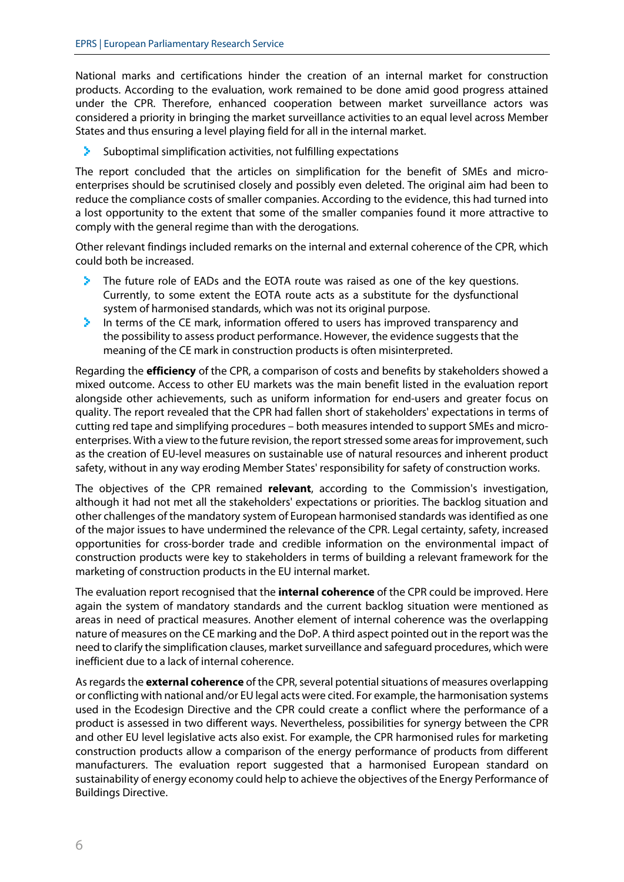National marks and certifications hinder the creation of an internal market for construction products. According to the evaluation, work remained to be done amid good progress attained under the CPR. Therefore, enhanced cooperation between market surveillance actors was considered a priority in bringing the market surveillance activities to an equal level across Member States and thus ensuring a level playing field for all in the internal market.

- Suboptimal simplification activities, not fulfilling expectations

The report concluded that the articles on simplification for the benefit of SMEs and micro-enterprises should be scrutinised closely and possibly even deleted. The original aim had been to reduce the compliance costs of smaller companies. According to the evidence, this had turned into a lost opportunity to the extent that some of the smaller companies found it more attractive to comply with the general regime than with the derogations.

Other relevant findings included remarks on the internal and external coherence of the CPR, which could both be increased.

- The future role of EADs and the EOTA route was raised as one of the key questions. Currently, to some extent the EOTA route acts as a substitute for the dysfunctional system of harmonised standards, which was not its original purpose.
- In terms of the CE mark, information offered to users has improved transparency and the possibility to assess product performance. However, the evidence suggests that the meaning of the CE mark in construction products is often misinterpreted.

Regarding the **efficiency** of the CPR, a comparison of costs and benefits by stakeholders showed a mixed outcome. Access to other EU markets was the main benefit listed in the evaluation report alongside other achievements, such as uniform information for end-users and greater focus on quality. The report revealed that the CPR had fallen short of stakeholders' expectations in terms of cutting red tape and simplifying procedures – both measures intended to support SMEs and micro-enterprises. With a view to the future revision, the report stressed some areas for improvement, such as the creation of EU-level measures on sustainable use of natural resources and inherent product safety, without in any way eroding Member States' responsibility for safety of construction works.

The objectives of the CPR remained **relevant**, according to the Commission's investigation, although it had not met all the stakeholders' expectations or priorities. The backlog situation and other challenges of the mandatory system of European harmonised standards was identified as one of the major issues to have undermined the relevance of the CPR. Legal certainty, safety, increased opportunities for cross-border trade and credible information on the environmental impact of construction products were key to stakeholders in terms of building a relevant framework for the marketing of construction products in the EU internal market.

The evaluation report recognised that the **internal coherence** of the CPR could be improved. Here again the system of mandatory standards and the current backlog situation were mentioned as areas in need of practical measures. Another element of internal coherence was the overlapping nature of measures on the CE marking and the DoP. A third aspect pointed out in the report was the need to clarify the simplification clauses, market surveillance and safeguard procedures, which were inefficient due to a lack of internal coherence.

As regards the **external coherence** of the CPR, several potential situations of measures overlapping or conflicting with national and/or EU legal acts were cited. For example, the harmonisation systems used in the Ecodesign Directive and the CPR could create a conflict where the performance of a product is assessed in two different ways. Nevertheless, possibilities for synergy between the CPR and other EU level legislative acts also exist. For example, the CPR harmonised rules for marketing construction products allow a comparison of the energy performance of products from different manufacturers. The evaluation report suggested that a harmonised European standard on sustainability of energy economy could help to achieve the objectives of the Energy Performance of Buildings Directive.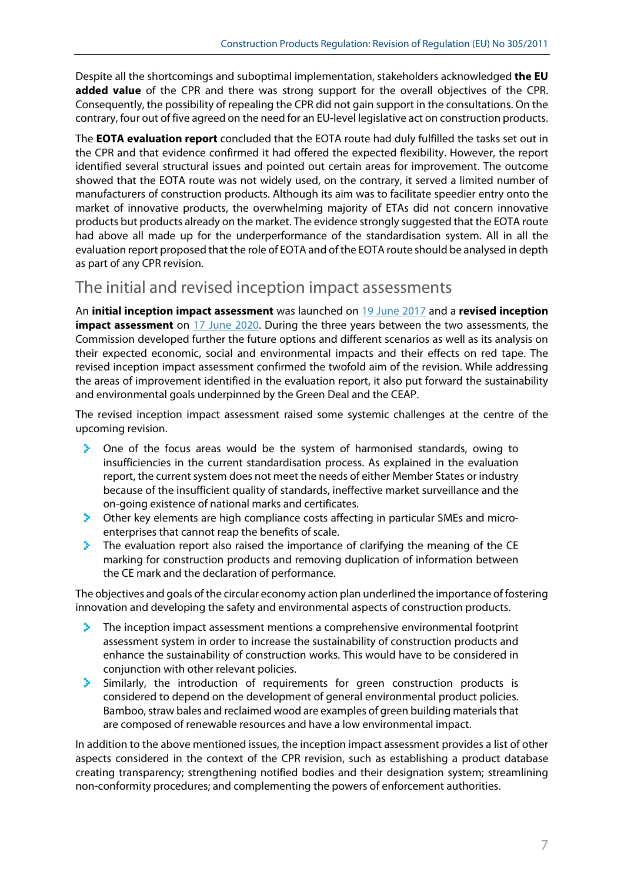Despite all the shortcomings and suboptimal implementation, stakeholders acknowledged **the EU added value** of the CPR and there was strong support for the overall objectives of the CPR. Consequently, the possibility of repealing the CPR did not gain support in the consultations. On the contrary, four out of five agreed on the need for an EU-level legislative act on construction products.

The **EOTA evaluation report** concluded that the EOTA route had duly fulfilled the tasks set out in the CPR and that evidence confirmed it had offered the expected flexibility. However, the report identified several structural issues and pointed out certain areas for improvement. The outcome showed that the EOTA route was not widely used, on the contrary, it served a limited number of manufacturers of construction products. Although its aim was to facilitate speedier entry onto the market of innovative products, the overwhelming majority of ETAs did not concern innovative products but products already on the market. The evidence strongly suggested that the EOTA route had above all made up for the underperformance of the standardisation system. All in all the evaluation report proposed that the role of EOTA and of the EOTA route should be analysed in depth as part of any CPR revision.

## The initial and revised inception impact assessments

An **initial inception impact assessment** was launched on 19 June 2017 and a **revised inception impact assessment** on 17 June 2020. During the three years between the two assessments, the Commission developed further the future options and different scenarios as well as its analysis on their expected economic, social and environmental impacts and their effects on red tape. The revised inception impact assessment confirmed the twofold aim of the revision. While addressing the areas of improvement identified in the evaluation report, it also put forward the sustainability and environmental goals underpinned by the Green Deal and the CEAP.

The revised inception impact assessment raised some systemic challenges at the centre of the upcoming revision.

- One of the focus areas would be the system of harmonised standards, owing to insufficiencies in the current standardisation process. As explained in the evaluation report, the current system does not meet the needs of either Member States or industry because of the insufficient quality of standards, ineffective market surveillance and the on-going existence of national marks and certificates.
- Other key elements are high compliance costs affecting in particular SMEs and micro-enterprises that cannot reap the benefits of scale.
- The evaluation report also raised the importance of clarifying the meaning of the CE marking for construction products and removing duplication of information between the CE mark and the declaration of performance.

The objectives and goals of the circular economy action plan underlined the importance of fostering innovation and developing the safety and environmental aspects of construction products.

- The inception impact assessment mentions a comprehensive environmental footprint assessment system in order to increase the sustainability of construction products and enhance the sustainability of construction works. This would have to be considered in conjunction with other relevant policies.
- Similarly, the introduction of requirements for green construction products is considered to depend on the development of general environmental product policies. Bamboo, straw bales and reclaimed wood are examples of green building materials that are composed of renewable resources and have a low environmental impact.

In addition to the above mentioned issues, the inception impact assessment provides a list of other aspects considered in the context of the CPR revision, such as establishing a product database creating transparency; strengthening notified bodies and their designation system; streamlining non-conformity procedures; and complementing the powers of enforcement authorities.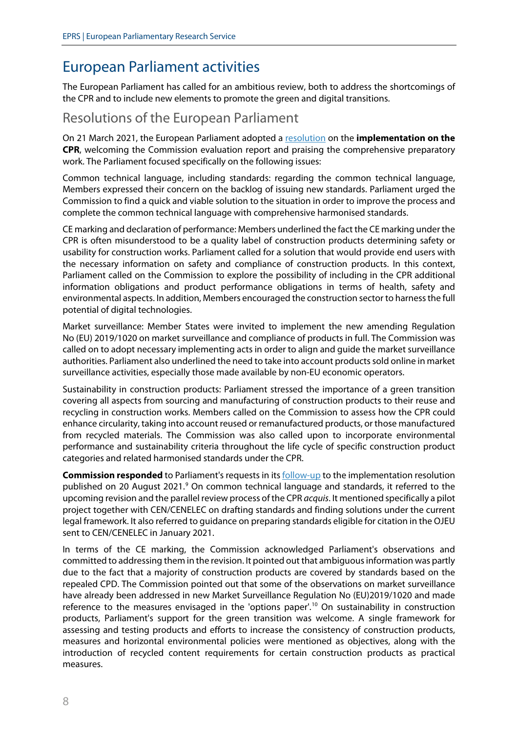# European Parliament activities

The European Parliament has called for an ambitious review, both to address the shortcomings of the CPR and to include new elements to promote the green and digital transitions.

## Resolutions of the European Parliament

On 21 March 2021, the European Parliament adopted a resolution on the **implementation on the CPR**, welcoming the Commission evaluation report and praising the comprehensive preparatory work. The Parliament focused specifically on the following issues:

Common technical language, including standards: regarding the common technical language, Members expressed their concern on the backlog of issuing new standards. Parliament urged the Commission to find a quick and viable solution to the situation in order to improve the process and complete the common technical language with comprehensive harmonised standards.

CE marking and declaration of performance: Members underlined the fact the CE marking under the CPR is often misunderstood to be a quality label of construction products determining safety or usability for construction works. Parliament called for a solution that would provide end users with the necessary information on safety and compliance of construction products. In this context, Parliament called on the Commission to explore the possibility of including in the CPR additional information obligations and product performance obligations in terms of health, safety and environmental aspects. In addition, Members encouraged the construction sector to harness the full potential of digital technologies.

Market surveillance: Member States were invited to implement the new amending Regulation No (EU) 2019/1020 on market surveillance and compliance of products in full. The Commission was called on to adopt necessary implementing acts in order to align and guide the market surveillance authorities. Parliament also underlined the need to take into account products sold online in market surveillance activities, especially those made available by non-EU economic operators.

Sustainability in construction products: Parliament stressed the importance of a green transition covering all aspects from sourcing and manufacturing of construction products to their reuse and recycling in construction works. Members called on the Commission to assess how the CPR could enhance circularity, taking into account reused or remanufactured products, or those manufactured from recycled materials. The Commission was also called upon to incorporate environmental performance and sustainability criteria throughout the life cycle of specific construction product categories and related harmonised standards under the CPR.

**Commission responded** to Parliament's requests in its follow-up to the implementation resolution published on 20 August 2021.[9] On common technical language and standards, it referred to the upcoming revision and the parallel review process of the CPR *acquis*. It mentioned specifically a pilot project together with CEN/CENELEC on drafting standards and finding solutions under the current legal framework. It also referred to guidance on preparing standards eligible for citation in the OJEU sent to CEN/CENELEC in January 2021.

In terms of the CE marking, the Commission acknowledged Parliament's observations and committed to addressing them in the revision. It pointed out that ambiguous information was partly due to the fact that a majority of construction products are covered by standards based on the repealed CPD. The Commission pointed out that some of the observations on market surveillance have already been addressed in new Market Surveillance Regulation No (EU)2019/1020 and made reference to the measures envisaged in the 'options paper'.[10] On sustainability in construction products, Parliament's support for the green transition was welcome. A single framework for assessing and testing products and efforts to increase the consistency of construction products, measures and horizontal environmental policies were mentioned as objectives, along with the introduction of recycled content requirements for certain construction products as practical measures.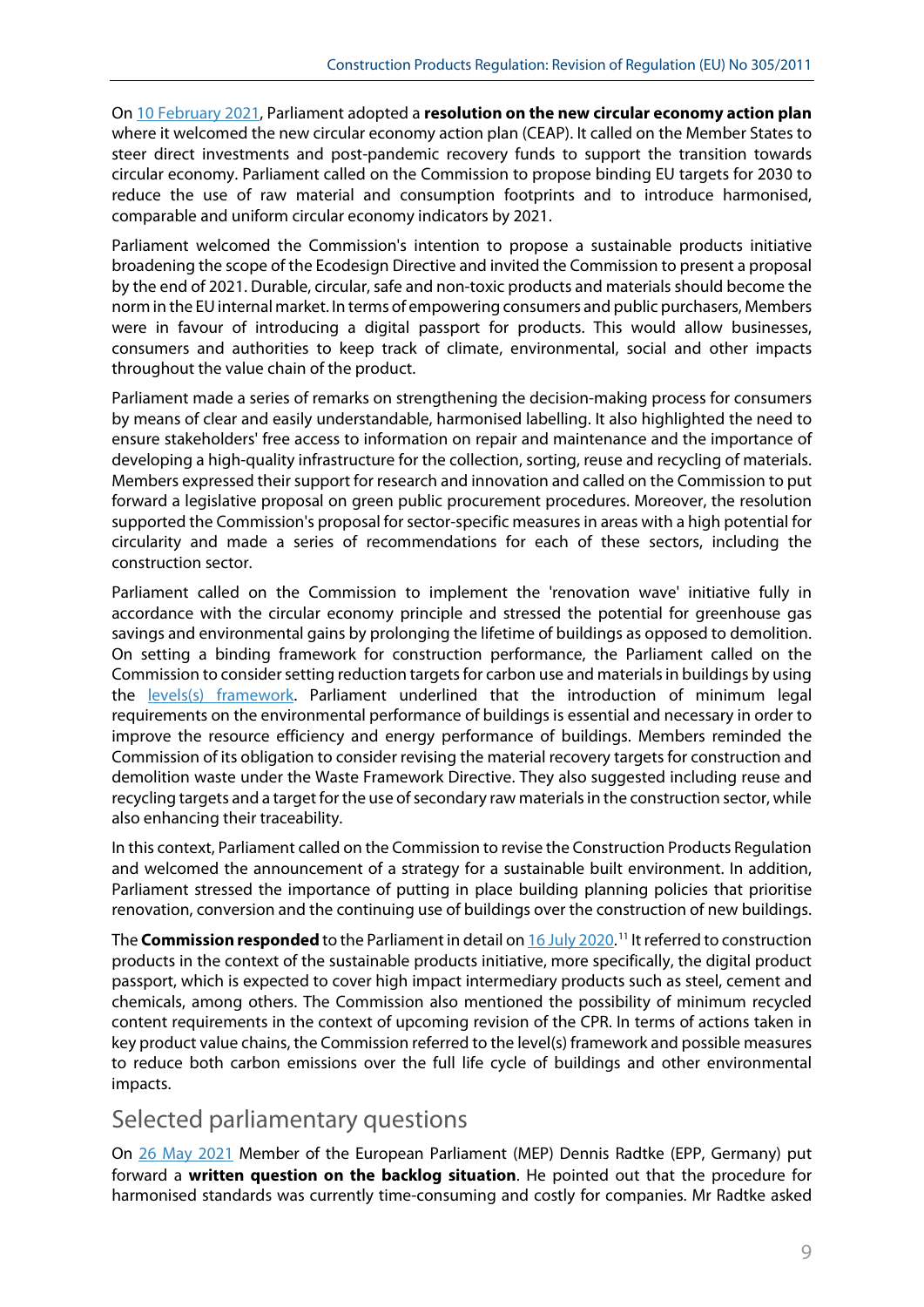On 10 February 2021, Parliament adopted a **resolution on the new circular economy action plan** where it welcomed the new circular economy action plan (CEAP). It called on the Member States to steer direct investments and post-pandemic recovery funds to support the transition towards circular economy. Parliament called on the Commission to propose binding EU targets for 2030 to reduce the use of raw material and consumption footprints and to introduce harmonised, comparable and uniform circular economy indicators by 2021.

Parliament welcomed the Commission's intention to propose a sustainable products initiative broadening the scope of the Ecodesign Directive and invited the Commission to present a proposal by the end of 2021. Durable, circular, safe and non-toxic products and materials should become the norm in the EU internal market. In terms of empowering consumers and public purchasers, Members were in favour of introducing a digital passport for products. This would allow businesses, consumers and authorities to keep track of climate, environmental, social and other impacts throughout the value chain of the product.

Parliament made a series of remarks on strengthening the decision-making process for consumers by means of clear and easily understandable, harmonised labelling. It also highlighted the need to ensure stakeholders' free access to information on repair and maintenance and the importance of developing a high-quality infrastructure for the collection, sorting, reuse and recycling of materials. Members expressed their support for research and innovation and called on the Commission to put forward a legislative proposal on green public procurement procedures. Moreover, the resolution supported the Commission's proposal for sector-specific measures in areas with a high potential for circularity and made a series of recommendations for each of these sectors, including the construction sector.

Parliament called on the Commission to implement the 'renovation wave' initiative fully in accordance with the circular economy principle and stressed the potential for greenhouse gas savings and environmental gains by prolonging the lifetime of buildings as opposed to demolition. On setting a binding framework for construction performance, the Parliament called on the Commission to consider setting reduction targets for carbon use and materials in buildings by using the levels(s) framework. Parliament underlined that the introduction of minimum legal requirements on the environmental performance of buildings is essential and necessary in order to improve the resource efficiency and energy performance of buildings. Members reminded the Commission of its obligation to consider revising the material recovery targets for construction and demolition waste under the Waste Framework Directive. They also suggested including reuse and recycling targets and a target for the use of secondary raw materials in the construction sector, while also enhancing their traceability.

In this context, Parliament called on the Commission to revise the Construction Products Regulation and welcomed the announcement of a strategy for a sustainable built environment. In addition, Parliament stressed the importance of putting in place building planning policies that prioritise renovation, conversion and the continuing use of buildings over the construction of new buildings.

The **Commission responded** to the Parliament in detail on 16 July 2020.[11] It referred to construction products in the context of the sustainable products initiative, more specifically, the digital product passport, which is expected to cover high impact intermediary products such as steel, cement and chemicals, among others. The Commission also mentioned the possibility of minimum recycled content requirements in the context of upcoming revision of the CPR. In terms of actions taken in key product value chains, the Commission referred to the level(s) framework and possible measures to reduce both carbon emissions over the full life cycle of buildings and other environmental impacts.

## Selected parliamentary questions

On 26 May 2021 Member of the European Parliament (MEP) Dennis Radtke (EPP, Germany) put forward a **written question on the backlog situation**. He pointed out that the procedure for harmonised standards was currently time-consuming and costly for companies. Mr Radtke asked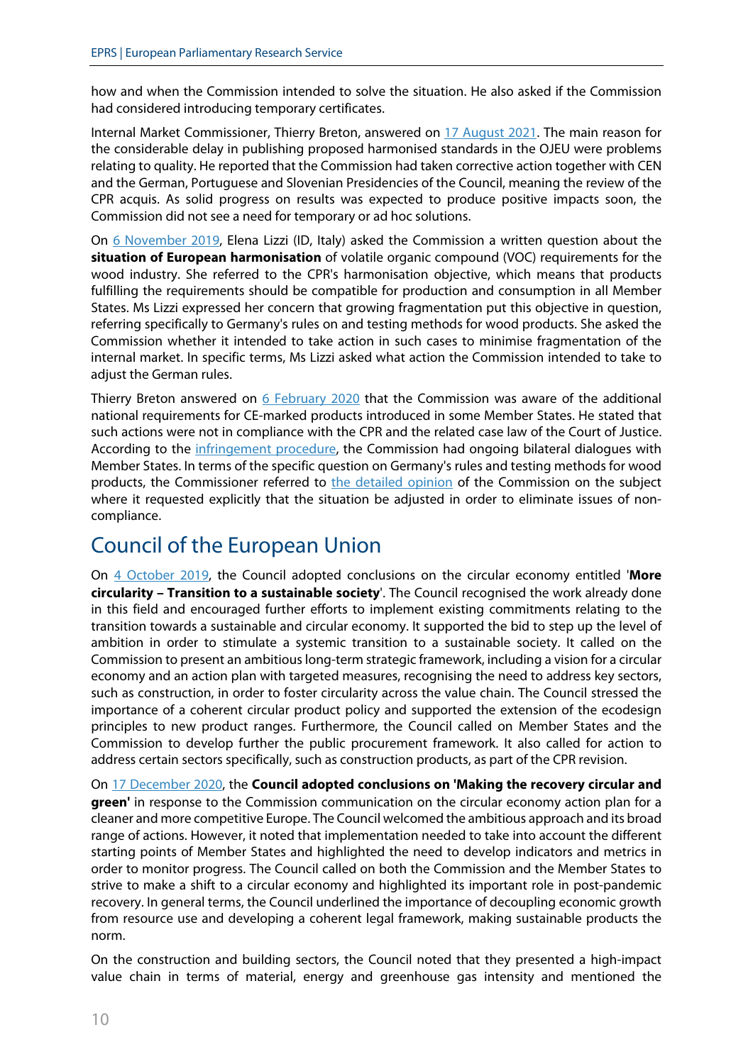how and when the Commission intended to solve the situation. He also asked if the Commission had considered introducing temporary certificates.

Internal Market Commissioner, Thierry Breton, answered on 17 August 2021. The main reason for the considerable delay in publishing proposed harmonised standards in the OJEU were problems relating to quality. He reported that the Commission had taken corrective action together with CEN and the German, Portuguese and Slovenian Presidencies of the Council, meaning the review of the CPR acquis. As solid progress on results was expected to produce positive impacts soon, the Commission did not see a need for temporary or ad hoc solutions.

On 6 November 2019, Elena Lizzi (ID, Italy) asked the Commission a written question about the **situation of European harmonisation** of volatile organic compound (VOC) requirements for the wood industry. She referred to the CPR's harmonisation objective, which means that products fulfilling the requirements should be compatible for production and consumption in all Member States. Ms Lizzi expressed her concern that growing fragmentation put this objective in question, referring specifically to Germany's rules on and testing methods for wood products. She asked the Commission whether it intended to take action in such cases to minimise fragmentation of the internal market. In specific terms, Ms Lizzi asked what action the Commission intended to take to adjust the German rules.

Thierry Breton answered on 6 February 2020 that the Commission was aware of the additional national requirements for CE-marked products introduced in some Member States. He stated that such actions were not in compliance with the CPR and the related case law of the Court of Justice. According to the infringement procedure, the Commission had ongoing bilateral dialogues with Member States. In terms of the specific question on Germany's rules and testing methods for wood products, the Commissioner referred to the detailed opinion of the Commission on the subject where it requested explicitly that the situation be adjusted in order to eliminate issues of non-compliance.

## Council of the European Union

On 4 October 2019, the Council adopted conclusions on the circular economy entitled '**More circularity – Transition to a sustainable society**'. The Council recognised the work already done in this field and encouraged further efforts to implement existing commitments relating to the transition towards a sustainable and circular economy. It supported the bid to step up the level of ambition in order to stimulate a systemic transition to a sustainable society. It called on the Commission to present an ambitious long-term strategic framework, including a vision for a circular economy and an action plan with targeted measures, recognising the need to address key sectors, such as construction, in order to foster circularity across the value chain. The Council stressed the importance of a coherent circular product policy and supported the extension of the ecodesign principles to new product ranges. Furthermore, the Council called on Member States and the Commission to develop further the public procurement framework. It also called for action to address certain sectors specifically, such as construction products, as part of the CPR revision.

On 17 December 2020, the **Council adopted conclusions on 'Making the recovery circular and green'** in response to the Commission communication on the circular economy action plan for a cleaner and more competitive Europe. The Council welcomed the ambitious approach and its broad range of actions. However, it noted that implementation needed to take into account the different starting points of Member States and highlighted the need to develop indicators and metrics in order to monitor progress. The Council called on both the Commission and the Member States to strive to make a shift to a circular economy and highlighted its important role in post-pandemic recovery. In general terms, the Council underlined the importance of decoupling economic growth from resource use and developing a coherent legal framework, making sustainable products the norm.

On the construction and building sectors, the Council noted that they presented a high-impact value chain in terms of material, energy and greenhouse gas intensity and mentioned the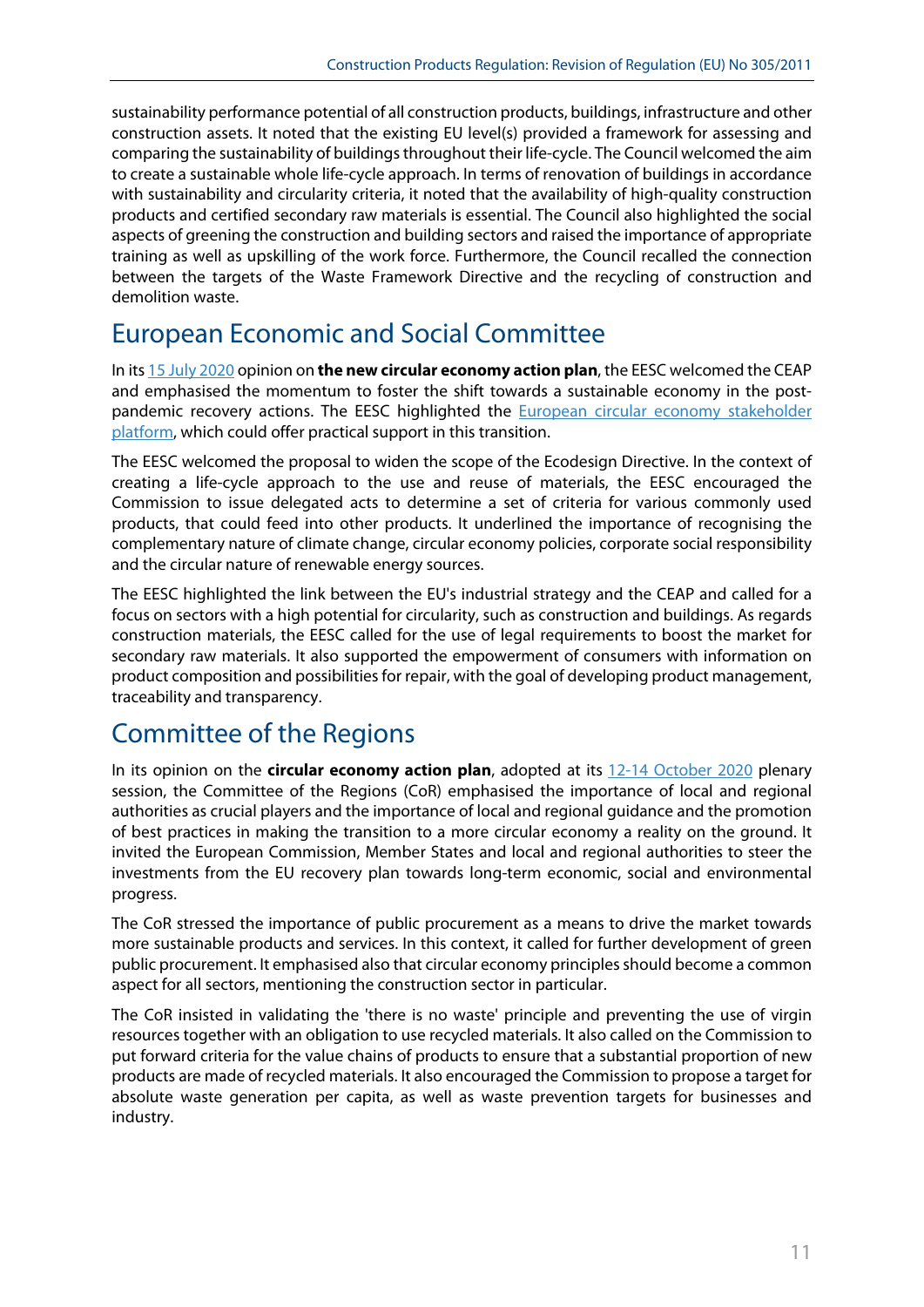sustainability performance potential of all construction products, buildings, infrastructure and other construction assets. It noted that the existing EU level(s) provided a framework for assessing and comparing the sustainability of buildings throughout their life-cycle. The Council welcomed the aim to create a sustainable whole life-cycle approach. In terms of renovation of buildings in accordance with sustainability and circularity criteria, it noted that the availability of high-quality construction products and certified secondary raw materials is essential. The Council also highlighted the social aspects of greening the construction and building sectors and raised the importance of appropriate training as well as upskilling of the work force. Furthermore, the Council recalled the connection between the targets of the Waste Framework Directive and the recycling of construction and demolition waste.

## European Economic and Social Committee

In its 15 July 2020 opinion on **the new circular economy action plan**, the EESC welcomed the CEAP and emphasised the momentum to foster the shift towards a sustainable economy in the post-pandemic recovery actions. The EESC highlighted the European circular economy stakeholder platform, which could offer practical support in this transition.

The EESC welcomed the proposal to widen the scope of the Ecodesign Directive. In the context of creating a life-cycle approach to the use and reuse of materials, the EESC encouraged the Commission to issue delegated acts to determine a set of criteria for various commonly used products, that could feed into other products. It underlined the importance of recognising the complementary nature of climate change, circular economy policies, corporate social responsibility and the circular nature of renewable energy sources.

The EESC highlighted the link between the EU's industrial strategy and the CEAP and called for a focus on sectors with a high potential for circularity, such as construction and buildings. As regards construction materials, the EESC called for the use of legal requirements to boost the market for secondary raw materials. It also supported the empowerment of consumers with information on product composition and possibilities for repair, with the goal of developing product management, traceability and transparency.

## Committee of the Regions

In its opinion on the **circular economy action plan**, adopted at its 12-14 October 2020 plenary session, the Committee of the Regions (CoR) emphasised the importance of local and regional authorities as crucial players and the importance of local and regional guidance and the promotion of best practices in making the transition to a more circular economy a reality on the ground. It invited the European Commission, Member States and local and regional authorities to steer the investments from the EU recovery plan towards long-term economic, social and environmental progress.

The CoR stressed the importance of public procurement as a means to drive the market towards more sustainable products and services. In this context, it called for further development of green public procurement. It emphasised also that circular economy principles should become a common aspect for all sectors, mentioning the construction sector in particular.

The CoR insisted in validating the 'there is no waste' principle and preventing the use of virgin resources together with an obligation to use recycled materials. It also called on the Commission to put forward criteria for the value chains of products to ensure that a substantial proportion of new products are made of recycled materials. It also encouraged the Commission to propose a target for absolute waste generation per capita, as well as waste prevention targets for businesses and industry.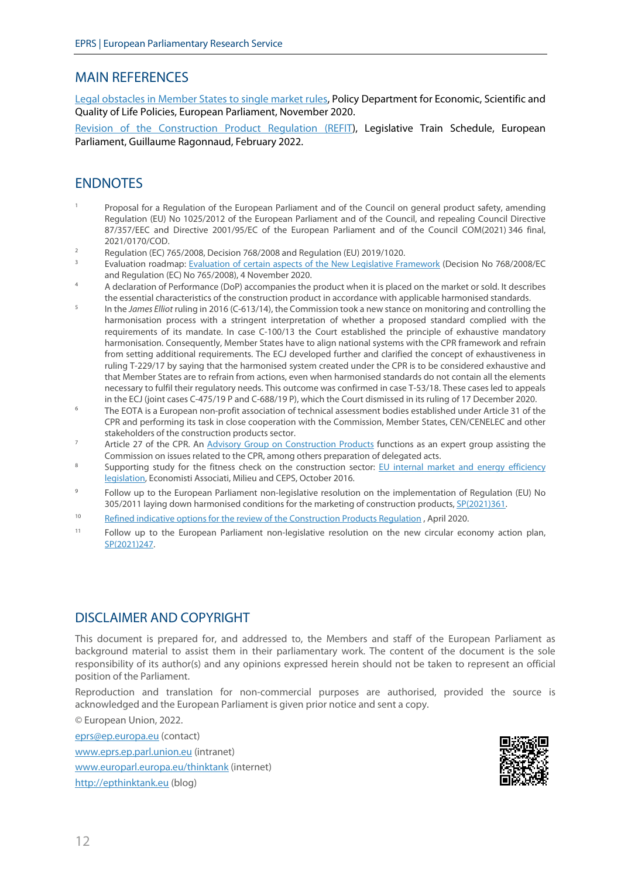## MAIN REFERENCES

Legal obstacles in Member States to single market rules, Policy Department for Economic, Scientific and Quality of Life Policies, European Parliament, November 2020.

Revision of the Construction Product Regulation (REFIT), Legislative Train Schedule, European Parliament, Guillaume Ragonnaud, February 2022.

## ENDNOTES

[1] Proposal for a Regulation of the European Parliament and of the Council on general product safety, amending Regulation (EU) No 1025/2012 of the European Parliament and of the Council, and repealing Council Directive 87/357/EEC and Directive 2001/95/EC of the European Parliament and of the Council COM(2021) 346 final, 2021/0170/COD.

[2] Regulation (EC) 765/2008, Decision 768/2008 and Regulation (EU) 2019/1020.

[3] Evaluation roadmap: Evaluation of certain aspects of the New Legislative Framework (Decision No 768/2008/EC and Regulation (EC) No 765/2008), 4 November 2020.

[4] A declaration of Performance (DoP) accompanies the product when it is placed on the market or sold. It describes the essential characteristics of the construction product in accordance with applicable harmonised standards.

[5] In the *James Elliot* ruling in 2016 (C-613/14), the Commission took a new stance on monitoring and controlling the harmonisation process with a stringent interpretation of whether a proposed standard complied with the requirements of its mandate. In case C-100/13 the Court established the principle of exhaustive mandatory harmonisation. Consequently, Member States have to align national systems with the CPR framework and refrain from setting additional requirements. The ECJ developed further and clarified the concept of exhaustiveness in ruling T-229/17 by saying that the harmonised system created under the CPR is to be considered exhaustive and that Member States are to refrain from actions, even when harmonised standards do not contain all the elements necessary to fulfil their regulatory needs. This outcome was confirmed in case T-53/18. These cases led to appeals in the ECJ (joint cases C-475/19 P and C-688/19 P), which the Court dismissed in its ruling of 17 December 2020.

[6] The EOTA is a European non-profit association of technical assessment bodies established under Article 31 of the CPR and performing its task in close cooperation with the Commission, Member States, CEN/CENELEC and other stakeholders of the construction products sector.

[7] Article 27 of the CPR. An Advisory Group on Construction Products functions as an expert group assisting the Commission on issues related to the CPR, among others preparation of delegated acts.

[8] Supporting study for the fitness check on the construction sector: EU internal market and energy efficiency legislation, Economisti Associati, Milieu and CEPS, October 2016.

[9] Follow up to the European Parliament non-legislative resolution on the implementation of Regulation (EU) No 305/2011 laying down harmonised conditions for the marketing of construction products, SP(2021)361.

[10] Refined indicative options for the review of the Construction Products Regulation , April 2020.

[11] Follow up to the European Parliament non-legislative resolution on the new circular economy action plan, SP(2021)247.

## DISCLAIMER AND COPYRIGHT

This document is prepared for, and addressed to, the Members and staff of the European Parliament as background material to assist them in their parliamentary work. The content of the document is the sole responsibility of its author(s) and any opinions expressed herein should not be taken to represent an official position of the Parliament.

Reproduction and translation for non-commercial purposes are authorised, provided the source is acknowledged and the European Parliament is given prior notice and sent a copy.

© European Union, 2022.

eprs@ep.europa.eu (contact)

www.eprs.ep.parl.union.eu (intranet)

www.europarl.europa.eu/thinktank (internet)

http://epthinktank.eu (blog)